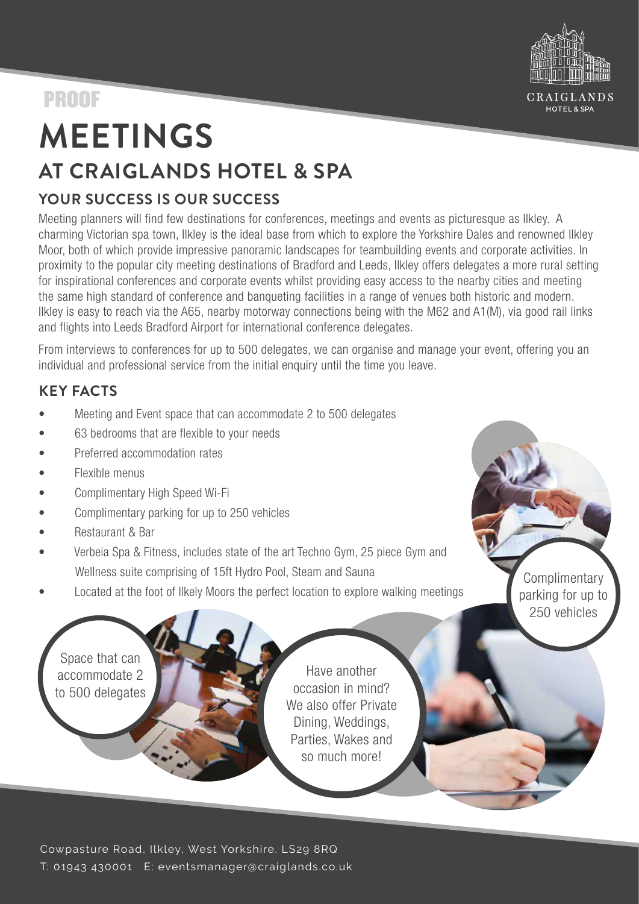PROOF

CRAIGLANDS HOTEL & SPA

# MEETINGS

## AT CRAIGLANDS HOTEL & SPA

### YOUR SUCCESS IS OUR SUCCESS

Meeting planners will find few destinations for conferences, meetings and events as picturesque as Ilkley. A charming Victorian spa town, Ilkley is the ideal base from which to explore the Yorkshire Dales and renowned Ilkley Moor, both of which provide impressive panoramic landscapes for teambuilding events and corporate activities. In proximity to the popular city meeting destinations of Bradford and Leeds, Ilkley offers delegates a more rural setting for inspirational conferences and corporate events whilst providing easy access to the nearby cities and meeting the same high standard of conference and banqueting facilities in a range of venues both historic and modern. Ilkley is easy to reach via the A65, nearby motorway connections being with the M62 and A1(M), via good rail links and flights into Leeds Bradford Airport for international conference delegates.

From interviews to conferences for up to 500 delegates, we can organise and manage your event, offering you an individual and professional service from the initial enquiry until the time you leave.

### KEY FACTS

- Meeting and Event space that can accommodate 2 to 500 delegates
- 63 bedrooms that are flexible to your needs
- Preferred accommodation rates
- Flexible menus
- Complimentary High Speed Wi-Fi
- Complimentary parking for up to 250 vehicles
- Restaurant & Bar
- Verbeia Spa & Fitness, includes state of the art Techno Gym, 25 piece Gym and Wellness suite comprising of 15ft Hydro Pool, Steam and Sauna
- Located at the foot of Ilkely Moors the perfect location to explore walking meetings

Complimentary parking for up to 250 vehicles

Space that can accommodate 2 to 500 delegates

Have another occasion in mind? We also offer Private Dining, Weddings, Parties, Wakes and so much more!

Cowpasture Road, Ilkley, West Yorkshire. LS29 8RQ
T: 01943 430001 E: eventsmanager@craiglands.co.uk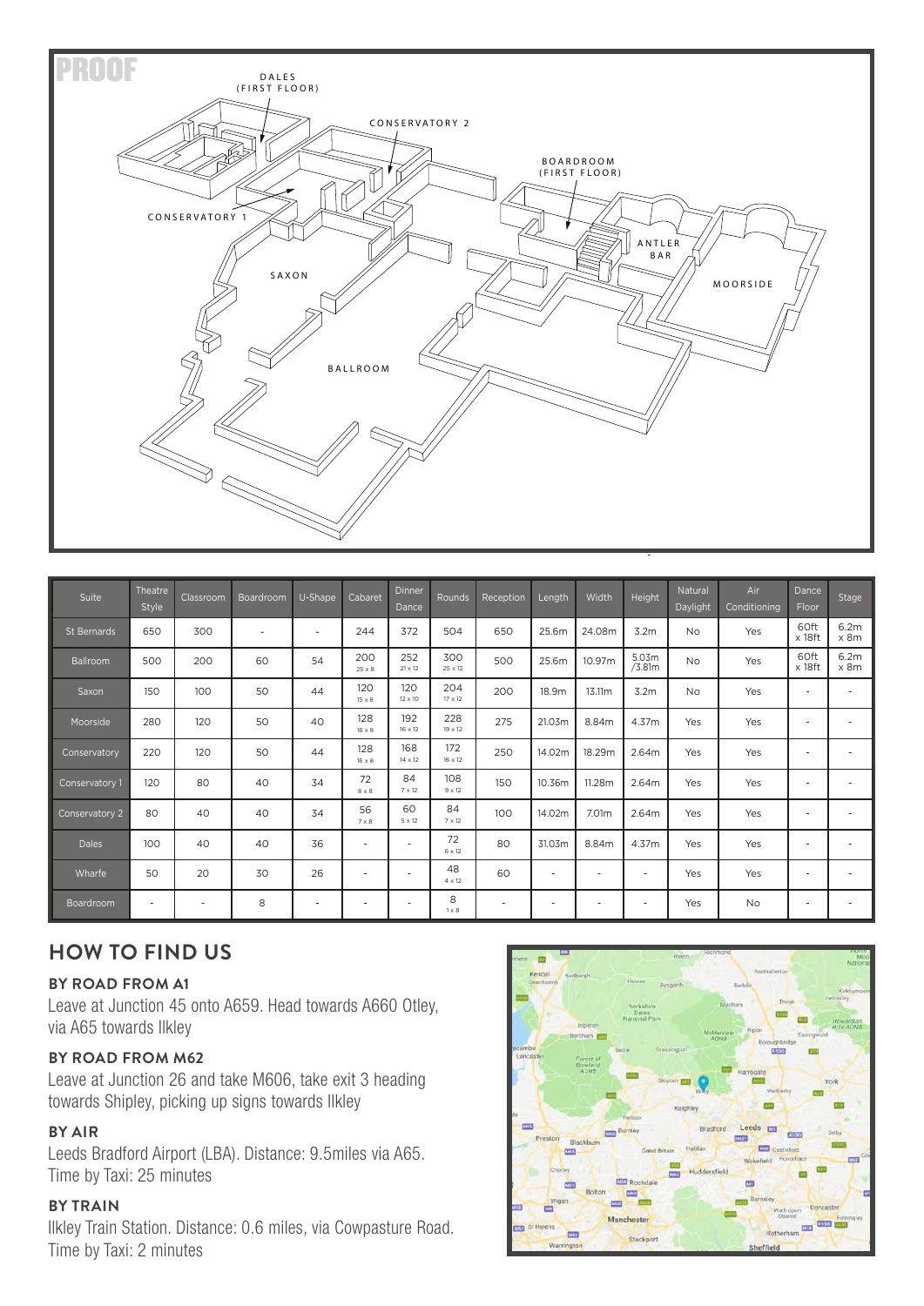PROOF

DALES (FIRST FLOOR)

CONSERVATORY 2

BOARDROOM (FIRST FLOOR)

CONSERVATORY 1

ANTLER BAR

SAXON

MOORSIDE

BALLROOM

| Suite | Theatre Style | Classroom | Boardroom | U-Shape | Cabaret | Dinner Dance | Rounds | Reception | Length | Width | Height | Natural Daylight | Air Conditioning | Dance Floor | Stage |
|---|---|---|---|---|---|---|---|---|---|---|---|---|---|---|---|
| St Bernards | 650 | 300 | - | - | 244 | 372 | 504 | 650 | 25.6m | 24.08m | 3.2m | No | Yes | 60ft x 18ft | 6.2m x 8m |
| Ballroom | 500 | 200 | 60 | 54 | 200 25 x 8 | 252 21 x 12 | 300 25 x 12 | 500 | 25.6m | 10.97m | 5.03m /3.81m | No | Yes | 60ft x 18ft | 6.2m x 8m |
| Saxon | 150 | 100 | 50 | 44 | 120 15 x 8 | 120 12 x 10 | 204 17 x 12 | 200 | 18.9m | 13.11m | 3.2m | No | Yes | - | - |
| Moorside | 280 | 120 | 50 | 40 | 128 16 x 8 | 192 16 x 12 | 228 19 x 12 | 275 | 21.03m | 8.84m | 4.37m | Yes | Yes | - | - |
| Conservatory | 220 | 120 | 50 | 44 | 128 16 x 8 | 168 14 x 12 | 172 16 x 12 | 250 | 14.02m | 18.29m | 2.64m | Yes | Yes | - | - |
| Conservatory 1 | 120 | 80 | 40 | 34 | 72 8 x 8 | 84 7 x 12 | 108 9 x 12 | 150 | 10.36m | 11.28m | 2.64m | Yes | Yes | - | - |
| Conservatory 2 | 80 | 40 | 40 | 34 | 56 7 x 8 | 60 5 x 12 | 84 7 x 12 | 100 | 14.02m | 7.01m | 2.64m | Yes | Yes | - | - |
| Dales | 100 | 40 | 40 | 36 | - | - | 72 6 x 12 | 80 | 31.03m | 8.84m | 4.37m | Yes | Yes | - | - |
| Wharfe | 50 | 20 | 30 | 26 | - | - | 48 4 x 12 | 60 | - | - | - | Yes | Yes | - | - |
| Boardroom | - | - | 8 | - | - | - | 8 1 x 8 | - | - | - | - | Yes | No | - | - |

## HOW TO FIND US

### BY ROAD FROM A1

Leave at Junction 45 onto A659. Head towards A660 Otley, via A65 towards Ilkley

### BY ROAD FROM M62

Leave at Junction 26 and take M606, take exit 3 heading towards Shipley, picking up signs towards Ilkley

### BY AIR

Leeds Bradford Airport (LBA). Distance: 9.5miles via A65. Time by Taxi: 25 minutes

### BY TRAIN

Ilkley Train Station. Distance: 0.6 miles, via Cowpasture Road. Time by Taxi: 2 minutes